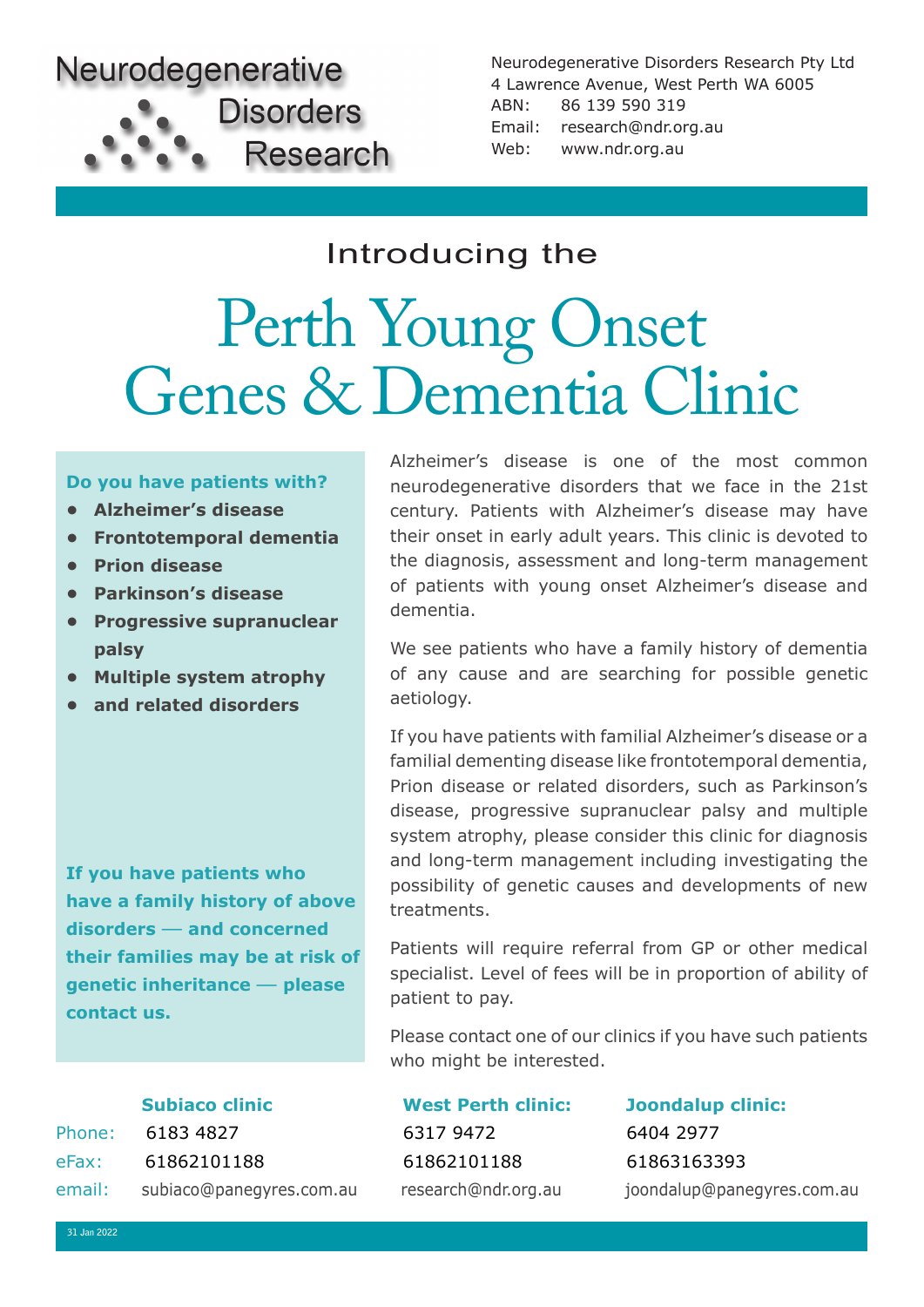Neurodegenerative Disorders Research

Neurodegenerative Disorders Research Pty Ltd
4 Lawrence Avenue, West Perth WA 6005
ABN: 86 139 590 319
Email: research@ndr.org.au
Web: www.ndr.org.au

Introducing the

# Perth Young Onset Genes & Dementia Clinic

**Do you have patients with?**

- **Alzheimer's disease**
- **Frontotemporal dementia**
- **Prion disease**
- **Parkinson's disease**
- **Progressive supranuclear palsy**
- **Multiple system atrophy**
- **and related disorders**

**If you have patients who have a family history of above disorders — and concerned their families may be at risk of genetic inheritance — please contact us.**

Alzheimer's disease is one of the most common neurodegenerative disorders that we face in the 21st century. Patients with Alzheimer's disease may have their onset in early adult years. This clinic is devoted to the diagnosis, assessment and long-term management of patients with young onset Alzheimer's disease and dementia.

We see patients who have a family history of dementia of any cause and are searching for possible genetic aetiology.

If you have patients with familial Alzheimer's disease or a familial dementing disease like frontotemporal dementia, Prion disease or related disorders, such as Parkinson's disease, progressive supranuclear palsy and multiple system atrophy, please consider this clinic for diagnosis and long-term management including investigating the possibility of genetic causes and developments of new treatments.

Patients will require referral from GP or other medical specialist. Level of fees will be in proportion of ability of patient to pay.

Please contact one of our clinics if you have such patients who might be interested.

| | **Subiaco clinic** | **West Perth clinic:** | **Joondalup clinic:** |
|---|---|---|---|
| Phone: | 6183 4827 | 6317 9472 | 6404 2977 |
| eFax: | 61862101188 | 61862101188 | 61863163393 |
| email: | subiaco@panegyres.com.au | research@ndr.org.au | joondalup@panegyres.com.au |

31 Jan 2022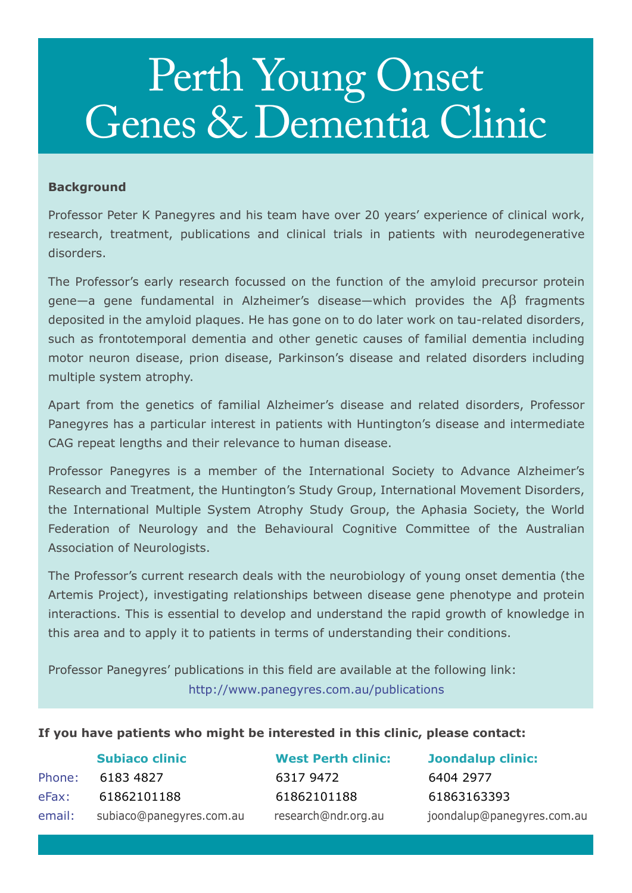# Perth Young Onset Genes & Dementia Clinic

**Background**

Professor Peter K Panegyres and his team have over 20 years' experience of clinical work, research, treatment, publications and clinical trials in patients with neurodegenerative disorders.

The Professor's early research focussed on the function of the amyloid precursor protein gene—a gene fundamental in Alzheimer's disease—which provides the Aβ fragments deposited in the amyloid plaques. He has gone on to do later work on tau-related disorders, such as frontotemporal dementia and other genetic causes of familial dementia including motor neuron disease, prion disease, Parkinson's disease and related disorders including multiple system atrophy.

Apart from the genetics of familial Alzheimer's disease and related disorders, Professor Panegyres has a particular interest in patients with Huntington's disease and intermediate CAG repeat lengths and their relevance to human disease.

Professor Panegyres is a member of the International Society to Advance Alzheimer's Research and Treatment, the Huntington's Study Group, International Movement Disorders, the International Multiple System Atrophy Study Group, the Aphasia Society, the World Federation of Neurology and the Behavioural Cognitive Committee of the Australian Association of Neurologists.

The Professor's current research deals with the neurobiology of young onset dementia (the Artemis Project), investigating relationships between disease gene phenotype and protein interactions. This is essential to develop and understand the rapid growth of knowledge in this area and to apply it to patients in terms of understanding their conditions.

Professor Panegyres' publications in this field are available at the following link:

http://www.panegyres.com.au/publications

**If you have patients who might be interested in this clinic, please contact:**

| | Subiaco clinic | West Perth clinic: | Joondalup clinic: |
|---|---|---|---|
| Phone: | 6183 4827 | 6317 9472 | 6404 2977 |
| eFax: | 61862101188 | 61862101188 | 61863163393 |
| email: | subiaco@panegyres.com.au | research@ndr.org.au | joondalup@panegyres.com.au |